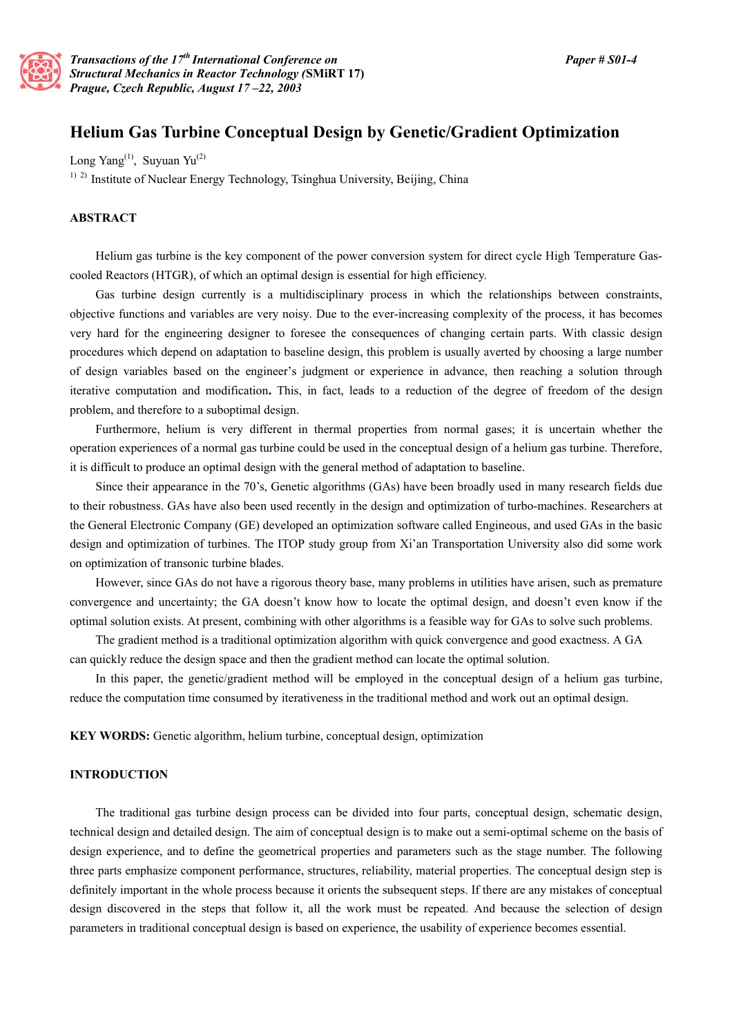# Helium Gas Turbine Conceptual Design by Genetic/Gradient Optimization

Long Yang[1], Suyuan Yu[2]

[1] [2] Institute of Nuclear Energy Technology, Tsinghua University, Beijing, China

## ABSTRACT

Helium gas turbine is the key component of the power conversion system for direct cycle High Temperature Gas-cooled Reactors (HTGR), of which an optimal design is essential for high efficiency.

Gas turbine design currently is a multidisciplinary process in which the relationships between constraints, objective functions and variables are very noisy. Due to the ever-increasing complexity of the process, it has becomes very hard for the engineering designer to foresee the consequences of changing certain parts. With classic design procedures which depend on adaptation to baseline design, this problem is usually averted by choosing a large number of design variables based on the engineer's judgment or experience in advance, then reaching a solution through iterative computation and modification**.** This, in fact, leads to a reduction of the degree of freedom of the design problem, and therefore to a suboptimal design.

Furthermore, helium is very different in thermal properties from normal gases; it is uncertain whether the operation experiences of a normal gas turbine could be used in the conceptual design of a helium gas turbine. Therefore, it is difficult to produce an optimal design with the general method of adaptation to baseline.

Since their appearance in the 70's, Genetic algorithms (GAs) have been broadly used in many research fields due to their robustness. GAs have also been used recently in the design and optimization of turbo-machines. Researchers at the General Electronic Company (GE) developed an optimization software called Engineous, and used GAs in the basic design and optimization of turbines. The ITOP study group from Xi'an Transportation University also did some work on optimization of transonic turbine blades.

However, since GAs do not have a rigorous theory base, many problems in utilities have arisen, such as premature convergence and uncertainty; the GA doesn't know how to locate the optimal design, and doesn't even know if the optimal solution exists. At present, combining with other algorithms is a feasible way for GAs to solve such problems.

The gradient method is a traditional optimization algorithm with quick convergence and good exactness. A GA can quickly reduce the design space and then the gradient method can locate the optimal solution.

In this paper, the genetic/gradient method will be employed in the conceptual design of a helium gas turbine, reduce the computation time consumed by iterativeness in the traditional method and work out an optimal design.

**KEY WORDS:** Genetic algorithm, helium turbine, conceptual design, optimization

## INTRODUCTION

The traditional gas turbine design process can be divided into four parts, conceptual design, schematic design, technical design and detailed design. The aim of conceptual design is to make out a semi-optimal scheme on the basis of design experience, and to define the geometrical properties and parameters such as the stage number. The following three parts emphasize component performance, structures, reliability, material properties. The conceptual design step is definitely important in the whole process because it orients the subsequent steps. If there are any mistakes of conceptual design discovered in the steps that follow it, all the work must be repeated. And because the selection of design parameters in traditional conceptual design is based on experience, the usability of experience becomes essential.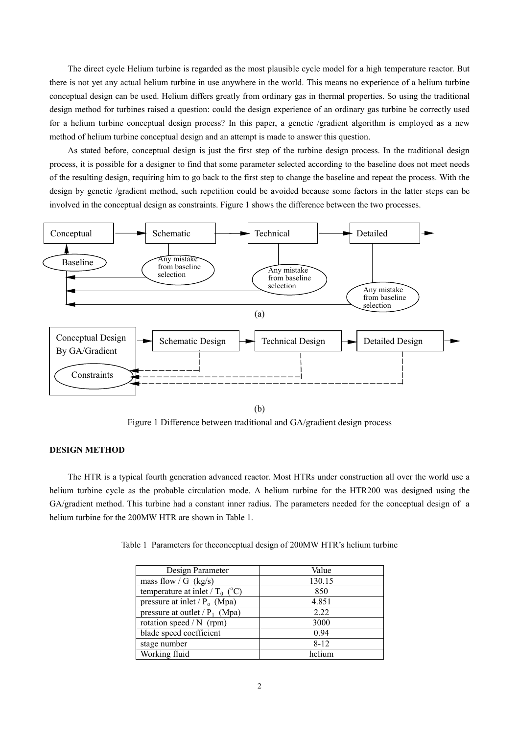The direct cycle Helium turbine is regarded as the most plausible cycle model for a high temperature reactor. But there is not yet any actual helium turbine in use anywhere in the world. This means no experience of a helium turbine conceptual design can be used. Helium differs greatly from ordinary gas in thermal properties. So using the traditional design method for turbines raised a question: could the design experience of an ordinary gas turbine be correctly used for a helium turbine conceptual design process? In this paper, a genetic /gradient algorithm is employed as a new method of helium turbine conceptual design and an attempt is made to answer this question.

As stated before, conceptual design is just the first step of the turbine design process. In the traditional design process, it is possible for a designer to find that some parameter selected according to the baseline does not meet needs of the resulting design, requiring him to go back to the first step to change the baseline and repeat the process. With the design by genetic /gradient method, such repetition could be avoided because some factors in the latter steps can be involved in the conceptual design as constraints. Figure 1 shows the difference between the two processes.

Conceptual → Schematic → Technical → Detailed →

Baseline

Any mistake from baseline selection

Any mistake from baseline selection

Any mistake from baseline selection

(a)

Conceptual Design By GA/Gradient → Schematic Design → Technical Design → Detailed Design →

Constraints

(b)

Figure 1 Difference between traditional and GA/gradient design process

**DESIGN METHOD**

The HTR is a typical fourth generation advanced reactor. Most HTRs under construction all over the world use a helium turbine cycle as the probable circulation mode. A helium turbine for the HTR200 was designed using the GA/gradient method. This turbine had a constant inner radius. The parameters needed for the conceptual design of a helium turbine for the 200MW HTR are shown in Table 1.

Table 1 Parameters for theconceptual design of 200MW HTR's helium turbine

| Design Parameter | Value |
|---|---|
| mass flow / G (kg/s) | 130.15 |
| temperature at inlet / $T_0$ ($^{o}$C) | 850 |
| pressure at inlet / $P_o$ (Mpa) | 4.851 |
| pressure at outlet / $P_1$ (Mpa) | 2.22 |
| rotation speed / N (rpm) | 3000 |
| blade speed coefficient | 0.94 |
| stage number | 8-12 |
| Working fluid | helium |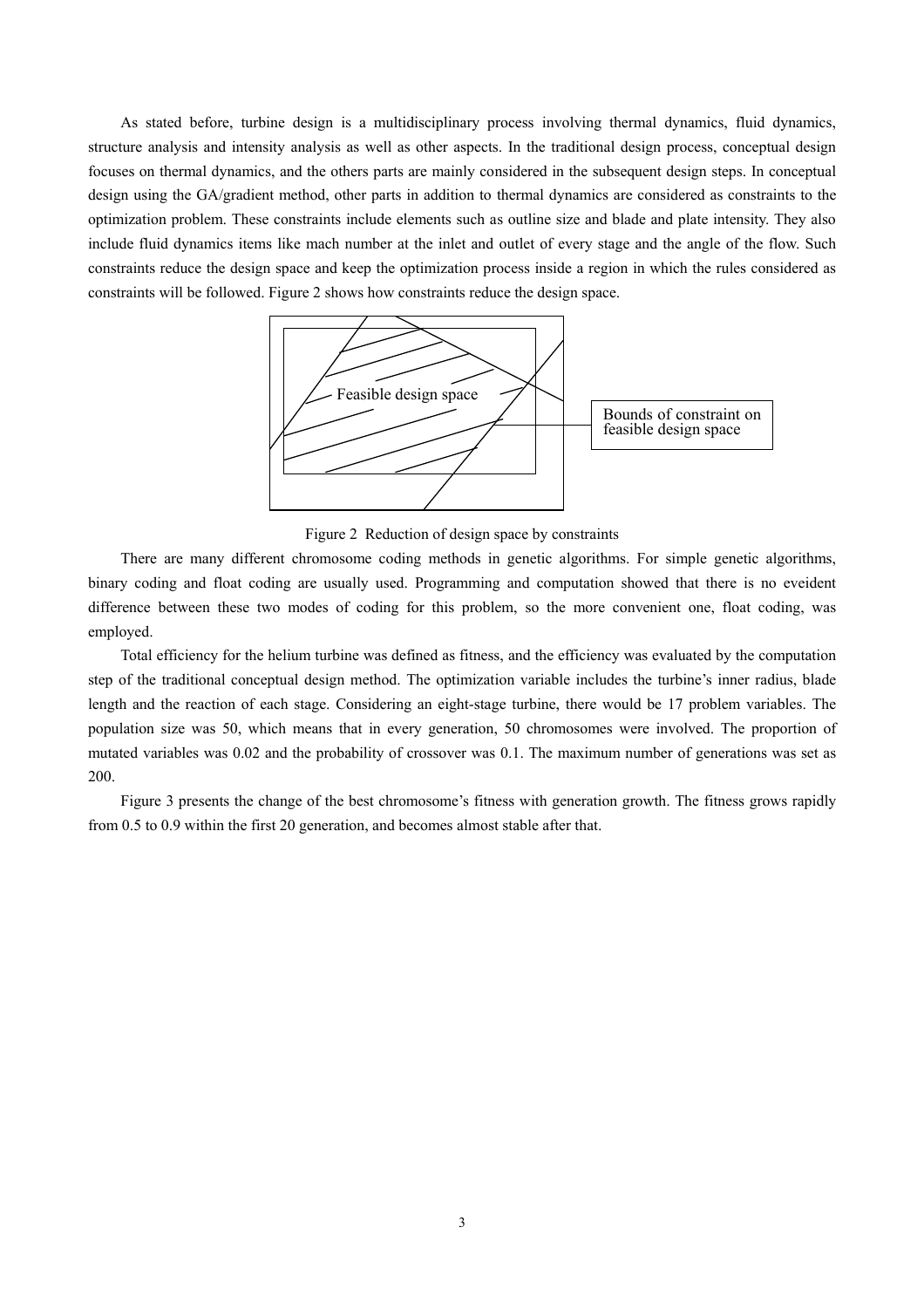As stated before, turbine design is a multidisciplinary process involving thermal dynamics, fluid dynamics, structure analysis and intensity analysis as well as other aspects. In the traditional design process, conceptual design focuses on thermal dynamics, and the others parts are mainly considered in the subsequent design steps. In conceptual design using the GA/gradient method, other parts in addition to thermal dynamics are considered as constraints to the optimization problem. These constraints include elements such as outline size and blade and plate intensity. They also include fluid dynamics items like mach number at the inlet and outlet of every stage and the angle of the flow. Such constraints reduce the design space and keep the optimization process inside a region in which the rules considered as constraints will be followed. Figure 2 shows how constraints reduce the design space.

Feasible design space

Bounds of constraint on feasible design space

Figure 2 Reduction of design space by constraints

There are many different chromosome coding methods in genetic algorithms. For simple genetic algorithms, binary coding and float coding are usually used. Programming and computation showed that there is no eveident difference between these two modes of coding for this problem, so the more convenient one, float coding, was employed.

Total efficiency for the helium turbine was defined as fitness, and the efficiency was evaluated by the computation step of the traditional conceptual design method. The optimization variable includes the turbine's inner radius, blade length and the reaction of each stage. Considering an eight-stage turbine, there would be 17 problem variables. The population size was 50, which means that in every generation, 50 chromosomes were involved. The proportion of mutated variables was 0.02 and the probability of crossover was 0.1. The maximum number of generations was set as 200.

Figure 3 presents the change of the best chromosome's fitness with generation growth. The fitness grows rapidly from 0.5 to 0.9 within the first 20 generation, and becomes almost stable after that.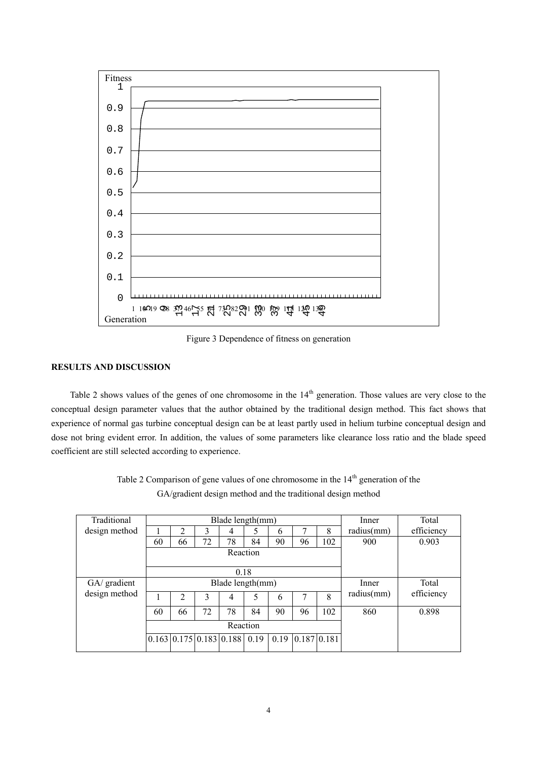Figure 3 Dependence of fitness on generation

## RESULTS AND DISCUSSION

Table 2 shows values of the genes of one chromosome in the 14th generation. Those values are very close to the conceptual design parameter values that the author obtained by the traditional design method. This fact shows that experience of normal gas turbine conceptual design can be at least partly used in helium turbine conceptual design and dose not bring evident error. In addition, the values of some parameters like clearance loss ratio and the blade speed coefficient are still selected according to experience.

Table 2 Comparison of gene values of one chromosome in the 14th generation of the GA/gradient design method and the traditional design method

| | Blade length(mm) | | | | | | | | Inner radius(mm) | Total efficiency |
|---|---|---|---|---|---|---|---|---|---|---|
| Traditional design method | 1 | 2 | 3 | 4 | 5 | 6 | 7 | 8 | | |
| | 60 | 66 | 72 | 78 | 84 | 90 | 96 | 102 | 900 | 0.903 |
| | Reaction | | | | | | | | | |
| | 0.18 | | | | | | | | | |
| GA/ gradient design method | Blade length(mm) | | | | | | | | Inner radius(mm) | Total efficiency |
| | 1 | 2 | 3 | 4 | 5 | 6 | 7 | 8 | | |
| | 60 | 66 | 72 | 78 | 84 | 90 | 96 | 102 | 860 | 0.898 |
| | Reaction | | | | | | | | | |
| | 0.163 | 0.175 | 0.183 | 0.188 | 0.19 | 0.19 | 0.187 | 0.181 | | |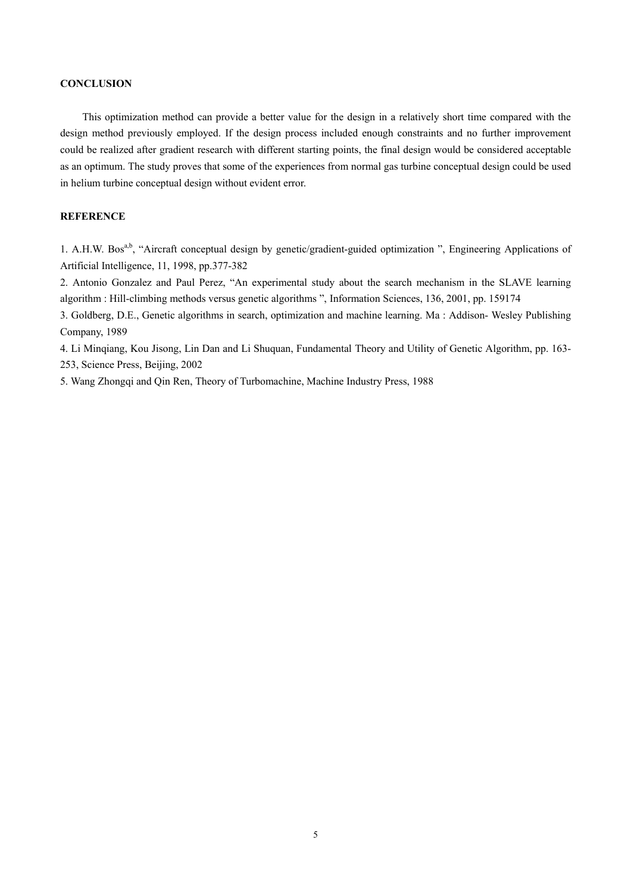**CONCLUSION**

This optimization method can provide a better value for the design in a relatively short time compared with the design method previously employed. If the design process included enough constraints and no further improvement could be realized after gradient research with different starting points, the final design would be considered acceptable as an optimum. The study proves that some of the experiences from normal gas turbine conceptual design could be used in helium turbine conceptual design without evident error.

**REFERENCE**

1. A.H.W. Bos[a,b], "Aircraft conceptual design by genetic/gradient-guided optimization ", Engineering Applications of Artificial Intelligence, 11, 1998, pp.377-382

2. Antonio Gonzalez and Paul Perez, "An experimental study about the search mechanism in the SLAVE learning algorithm : Hill-climbing methods versus genetic algorithms ", Information Sciences, 136, 2001, pp. 159174

3. Goldberg, D.E., Genetic algorithms in search, optimization and machine learning. Ma : Addison- Wesley Publishing Company, 1989

4. Li Minqiang, Kou Jisong, Lin Dan and Li Shuquan, Fundamental Theory and Utility of Genetic Algorithm, pp. 163-253, Science Press, Beijing, 2002

5. Wang Zhongqi and Qin Ren, Theory of Turbomachine, Machine Industry Press, 1988